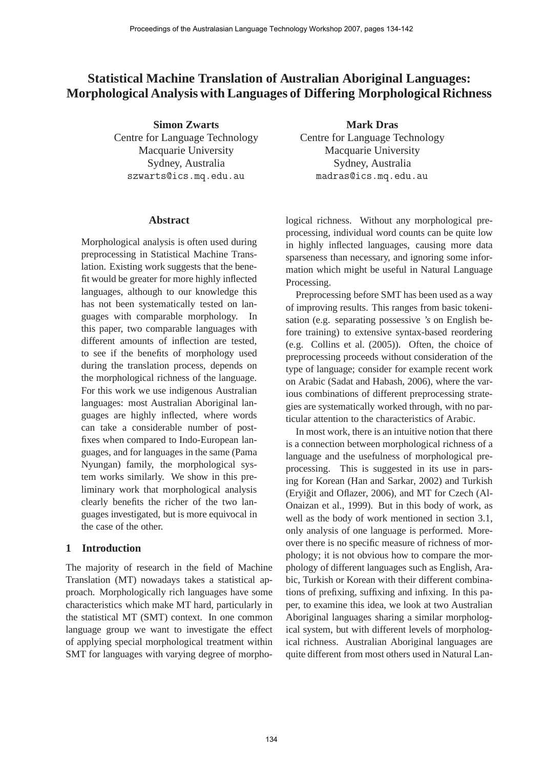# Statistical Machine Translation of Australian Aboriginal Languages: Morphological Analysis with Languages of Differing Morphological Richness

**Simon Zwarts**
Centre for Language Technology
Macquarie University
Sydney, Australia
szwarts@ics.mq.edu.au

**Mark Dras**
Centre for Language Technology
Macquarie University
Sydney, Australia
madras@ics.mq.edu.au

## Abstract

Morphological analysis is often used during preprocessing in Statistical Machine Translation. Existing work suggests that the benefit would be greater for more highly inflected languages, although to our knowledge this has not been systematically tested on languages with comparable morphology. In this paper, two comparable languages with different amounts of inflection are tested, to see if the benefits of morphology used during the translation process, depends on the morphological richness of the language. For this work we use indigenous Australian languages: most Australian Aboriginal languages are highly inflected, where words can take a considerable number of postfixes when compared to Indo-European languages, and for languages in the same (Pama Nyungan) family, the morphological system works similarly. We show in this preliminary work that morphological analysis clearly benefits the richer of the two languages investigated, but is more equivocal in the case of the other.

## 1 Introduction

The majority of research in the field of Machine Translation (MT) nowadays takes a statistical approach. Morphologically rich languages have some characteristics which make MT hard, particularly in the statistical MT (SMT) context. In one common language group we want to investigate the effect of applying special morphological treatment within SMT for languages with varying degree of morphological richness. Without any morphological preprocessing, individual word counts can be quite low in highly inflected languages, causing more data sparseness than necessary, and ignoring some information which might be useful in Natural Language Processing.

Preprocessing before SMT has been used as a way of improving results. This ranges from basic tokenisation (e.g. separating possessive *'s* on English before training) to extensive syntax-based reordering (e.g. Collins et al. (2005)). Often, the choice of preprocessing proceeds without consideration of the type of language; consider for example recent work on Arabic (Sadat and Habash, 2006), where the various combinations of different preprocessing strategies are systematically worked through, with no particular attention to the characteristics of Arabic.

In most work, there is an intuitive notion that there is a connection between morphological richness of a language and the usefulness of morphological preprocessing. This is suggested in its use in parsing for Korean (Han and Sarkar, 2002) and Turkish (Eryiğit and Oflazer, 2006), and MT for Czech (Al-Onaizan et al., 1999). But in this body of work, as well as the body of work mentioned in section 3.1, only analysis of one language is performed. Moreover there is no specific measure of richness of morphology; it is not obvious how to compare the morphology of different languages such as English, Arabic, Turkish or Korean with their different combinations of prefixing, suffixing and infixing. In this paper, to examine this idea, we look at two Australian Aboriginal languages sharing a similar morphological system, but with different levels of morphological richness. Australian Aboriginal languages are quite different from most others used in Natural Lan-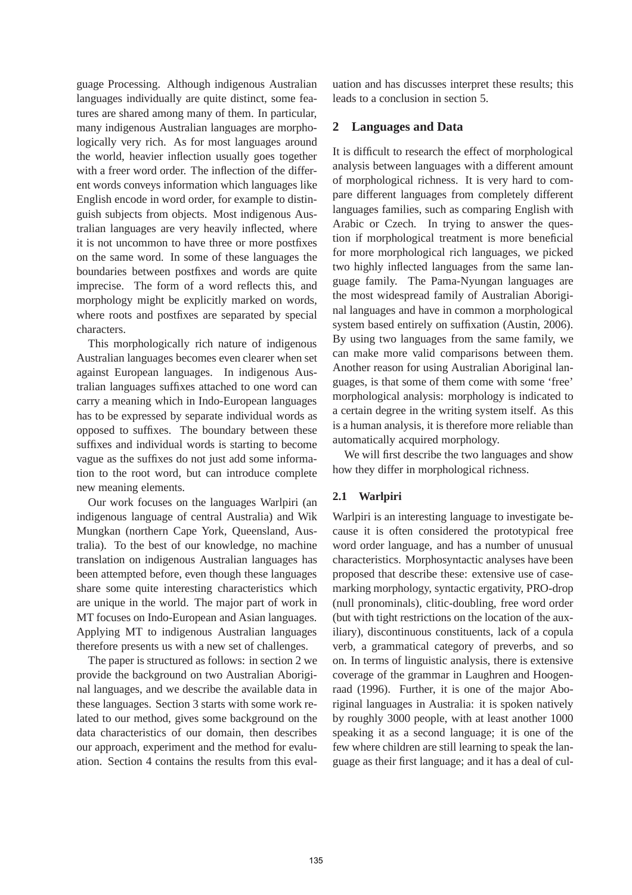guage Processing. Although indigenous Australian languages individually are quite distinct, some features are shared among many of them. In particular, many indigenous Australian languages are morphologically very rich. As for most languages around the world, heavier inflection usually goes together with a freer word order. The inflection of the different words conveys information which languages like English encode in word order, for example to distinguish subjects from objects. Most indigenous Australian languages are very heavily inflected, where it is not uncommon to have three or more postfixes on the same word. In some of these languages the boundaries between postfixes and words are quite imprecise. The form of a word reflects this, and morphology might be explicitly marked on words, where roots and postfixes are separated by special characters.

This morphologically rich nature of indigenous Australian languages becomes even clearer when set against European languages. In indigenous Australian languages suffixes attached to one word can carry a meaning which in Indo-European languages has to be expressed by separate individual words as opposed to suffixes. The boundary between these suffixes and individual words is starting to become vague as the suffixes do not just add some information to the root word, but can introduce complete new meaning elements.

Our work focuses on the languages Warlpiri (an indigenous language of central Australia) and Wik Mungkan (northern Cape York, Queensland, Australia). To the best of our knowledge, no machine translation on indigenous Australian languages has been attempted before, even though these languages share some quite interesting characteristics which are unique in the world. The major part of work in MT focuses on Indo-European and Asian languages. Applying MT to indigenous Australian languages therefore presents us with a new set of challenges.

The paper is structured as follows: in section 2 we provide the background on two Australian Aboriginal languages, and we describe the available data in these languages. Section 3 starts with some work related to our method, gives some background on the data characteristics of our domain, then describes our approach, experiment and the method for evaluation. Section 4 contains the results from this evaluation and has discusses interpret these results; this leads to a conclusion in section 5.

## 2 Languages and Data

It is difficult to research the effect of morphological analysis between languages with a different amount of morphological richness. It is very hard to compare different languages from completely different languages families, such as comparing English with Arabic or Czech. In trying to answer the question if morphological treatment is more beneficial for more morphological rich languages, we picked two highly inflected languages from the same language family. The Pama-Nyungan languages are the most widespread family of Australian Aboriginal languages and have in common a morphological system based entirely on suffixation (Austin, 2006). By using two languages from the same family, we can make more valid comparisons between them. Another reason for using Australian Aboriginal languages, is that some of them come with some 'free' morphological analysis: morphology is indicated to a certain degree in the writing system itself. As this is a human analysis, it is therefore more reliable than automatically acquired morphology.

We will first describe the two languages and show how they differ in morphological richness.

### 2.1 Warlpiri

Warlpiri is an interesting language to investigate because it is often considered the prototypical free word order language, and has a number of unusual characteristics. Morphosyntactic analyses have been proposed that describe these: extensive use of case-marking morphology, syntactic ergativity, PRO-drop (null pronominals), clitic-doubling, free word order (but with tight restrictions on the location of the auxiliary), discontinuous constituents, lack of a copula verb, a grammatical category of preverbs, and so on. In terms of linguistic analysis, there is extensive coverage of the grammar in Laughren and Hoogenraad (1996). Further, it is one of the major Aboriginal languages in Australia: it is spoken natively by roughly 3000 people, with at least another 1000 speaking it as a second language; it is one of the few where children are still learning to speak the language as their first language; and it has a deal of cul-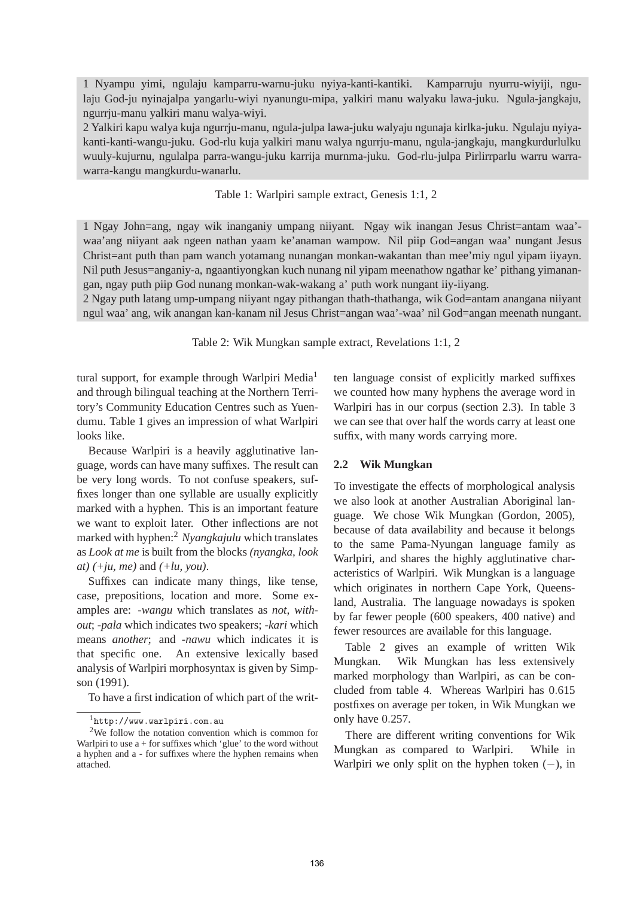1 Nyampu yimi, ngulaju kamparru-warnu-juku nyiya-kanti-kantiki. Kamparruju nyurru-wiyiji, ngulaju God-ju nyinajalpa yangarlu-wiyi nyanungu-mipa, yalkiri manu walyaku lawa-juku. Ngula-jangkaju, ngurrju-manu yalkiri manu walya-wiyi.
2 Yalkiri kapu walya kuja ngurrju-manu, ngula-julpa lawa-juku walyaju ngunaja kirlka-juku. Ngulaju nyiya-kanti-kanti-wangu-juku. God-rlu kuja yalkiri manu walya ngurrju-manu, ngula-jangkaju, mangkurdurlulku wuuly-kujurnu, ngulalpa parra-wangu-juku karrija murnma-juku. God-rlu-julpa Pirlirrparlu warru warra-warra-kangu mangkurdu-wanarlu.

Table 1: Warlpiri sample extract, Genesis 1:1, 2

1 Ngay John=ang, ngay wik inanganiy umpang niiyant. Ngay wik inangan Jesus Christ=antam waa'-waa'ang niiyant aak ngeen nathan yaam ke'anaman wampow. Nil piip God=angan waa' nungant Jesus Christ=ant puth than pam wanch yotamang nunangan monkan-wakantan than mee'miy ngul yipam iiyayn. Nil puth Jesus=anganiy-a, ngaantiyongkan kuch nunang nil yipam meenathow ngathar ke' pithang yimanangan, ngay puth piip God nunang monkan-wak-wakang a' puth work nungant iiy-iiyang.
2 Ngay puth latang ump-umpang niiyant ngay pithangan thath-thathanga, wik God=antam anangana niiyant ngul waa' ang, wik anangan kan-kanam nil Jesus Christ=angan waa'-waa' nil God=angan meenath nungant.

Table 2: Wik Mungkan sample extract, Revelations 1:1, 2

tural support, for example through Warlpiri Media[1] and through bilingual teaching at the Northern Territory's Community Education Centres such as Yuendumu. Table 1 gives an impression of what Warlpiri looks like.

Because Warlpiri is a heavily agglutinative language, words can have many suffixes. The result can be very long words. To not confuse speakers, suffixes longer than one syllable are usually explicitly marked with a hyphen. This is an important feature we want to exploit later. Other inflections are not marked with hyphen:[2] *Nyangkajulu* which translates as *Look at me* is built from the blocks *(nyangka, look at) (+ju, me)* and *(+lu, you)*.

Suffixes can indicate many things, like tense, case, prepositions, location and more. Some examples are: *-wangu* which translates as *not, without*; *-pala* which indicates two speakers; *-kari* which means *another*; and *-nawu* which indicates it is that specific one. An extensive lexically based analysis of Warlpiri morphosyntax is given by Simpson (1991).

To have a first indication of which part of the written language consist of explicitly marked suffixes we counted how many hyphens the average word in Warlpiri has in our corpus (section 2.3). In table 3 we can see that over half the words carry at least one suffix, with many words carrying more.

## 2.2 Wik Mungkan

To investigate the effects of morphological analysis we also look at another Australian Aboriginal language. We chose Wik Mungkan (Gordon, 2005), because of data availability and because it belongs to the same Pama-Nyungan language family as Warlpiri, and shares the highly agglutinative characteristics of Warlpiri. Wik Mungkan is a language which originates in northern Cape York, Queensland, Australia. The language nowadays is spoken by far fewer people (600 speakers, 400 native) and fewer resources are available for this language.

Table 2 gives an example of written Wik Mungkan. Wik Mungkan has less extensively marked morphology than Warlpiri, as can be concluded from table 4. Whereas Warlpiri has 0.615 postfixes on average per token, in Wik Mungkan we only have 0.257.

There are different writing conventions for Wik Mungkan as compared to Warlpiri. While in Warlpiri we only split on the hyphen token ($-$), in

[1] http://www.warlpiri.com.au

[2] We follow the notation convention which is common for Warlpiri to use a + for suffixes which 'glue' to the word without a hyphen and a - for suffixes where the hyphen remains when attached.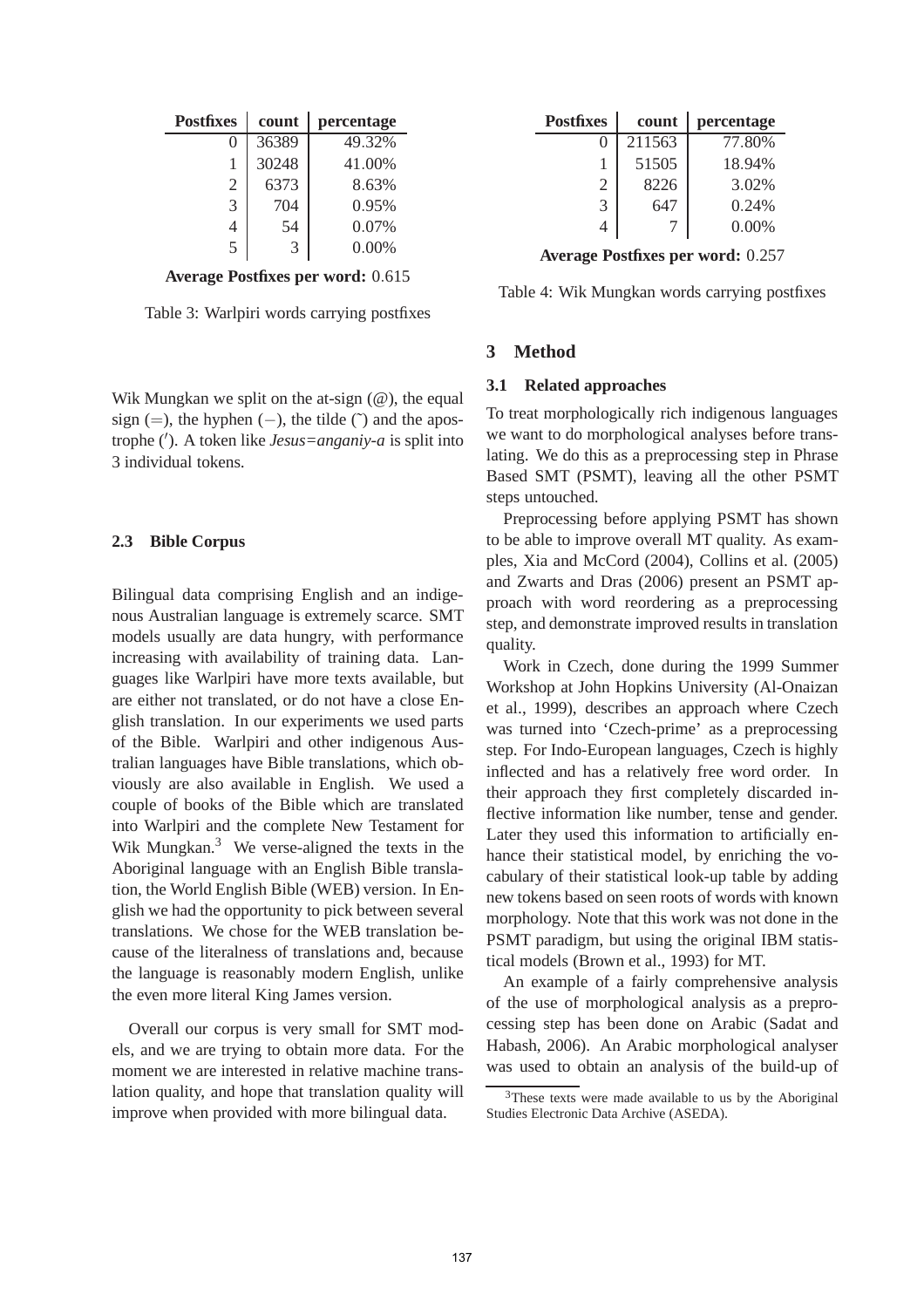| Postfixes | count | percentage |
|---|---|---|
| 0 | 36389 | 49.32% |
| 1 | 30248 | 41.00% |
| 2 | 6373 | 8.63% |
| 3 | 704 | 0.95% |
| 4 | 54 | 0.07% |
| 5 | 3 | 0.00% |

**Average Postfixes per word:** 0.615

Table 3: Warlpiri words carrying postfixes

| Postfixes | count | percentage |
|---|---|---|
| 0 | 211563 | 77.80% |
| 1 | 51505 | 18.94% |
| 2 | 8226 | 3.02% |
| 3 | 647 | 0.24% |
| 4 | 7 | 0.00% |

**Average Postfixes per word:** 0.257

Table 4: Wik Mungkan words carrying postfixes

Wik Mungkan we split on the at-sign (@), the equal sign (=), the hyphen (−), the tilde (˜) and the apostrophe (′). A token like *Jesus=anganiy-a* is split into 3 individual tokens.

### 2.3 Bible Corpus

Bilingual data comprising English and an indigenous Australian language is extremely scarce. SMT models usually are data hungry, with performance increasing with availability of training data. Languages like Warlpiri have more texts available, but are either not translated, or do not have a close English translation. In our experiments we used parts of the Bible. Warlpiri and other indigenous Australian languages have Bible translations, which obviously are also available in English. We used a couple of books of the Bible which are translated into Warlpiri and the complete New Testament for Wik Mungkan.[3] We verse-aligned the texts in the Aboriginal language with an English Bible translation, the World English Bible (WEB) version. In English we had the opportunity to pick between several translations. We chose for the WEB translation because of the literalness of translations and, because the language is reasonably modern English, unlike the even more literal King James version.

Overall our corpus is very small for SMT models, and we are trying to obtain more data. For the moment we are interested in relative machine translation quality, and hope that translation quality will improve when provided with more bilingual data.

## 3 Method

### 3.1 Related approaches

To treat morphologically rich indigenous languages we want to do morphological analyses before translating. We do this as a preprocessing step in Phrase Based SMT (PSMT), leaving all the other PSMT steps untouched.

Preprocessing before applying PSMT has shown to be able to improve overall MT quality. As examples, Xia and McCord (2004), Collins et al. (2005) and Zwarts and Dras (2006) present an PSMT approach with word reordering as a preprocessing step, and demonstrate improved results in translation quality.

Work in Czech, done during the 1999 Summer Workshop at John Hopkins University (Al-Onaizan et al., 1999), describes an approach where Czech was turned into 'Czech-prime' as a preprocessing step. For Indo-European languages, Czech is highly inflected and has a relatively free word order. In their approach they first completely discarded inflective information like number, tense and gender. Later they used this information to artificially enhance their statistical model, by enriching the vocabulary of their statistical look-up table by adding new tokens based on seen roots of words with known morphology. Note that this work was not done in the PSMT paradigm, but using the original IBM statistical models (Brown et al., 1993) for MT.

An example of a fairly comprehensive analysis of the use of morphological analysis as a preprocessing step has been done on Arabic (Sadat and Habash, 2006). An Arabic morphological analyser was used to obtain an analysis of the build-up of

[3]These texts were made available to us by the Aboriginal Studies Electronic Data Archive (ASEDA).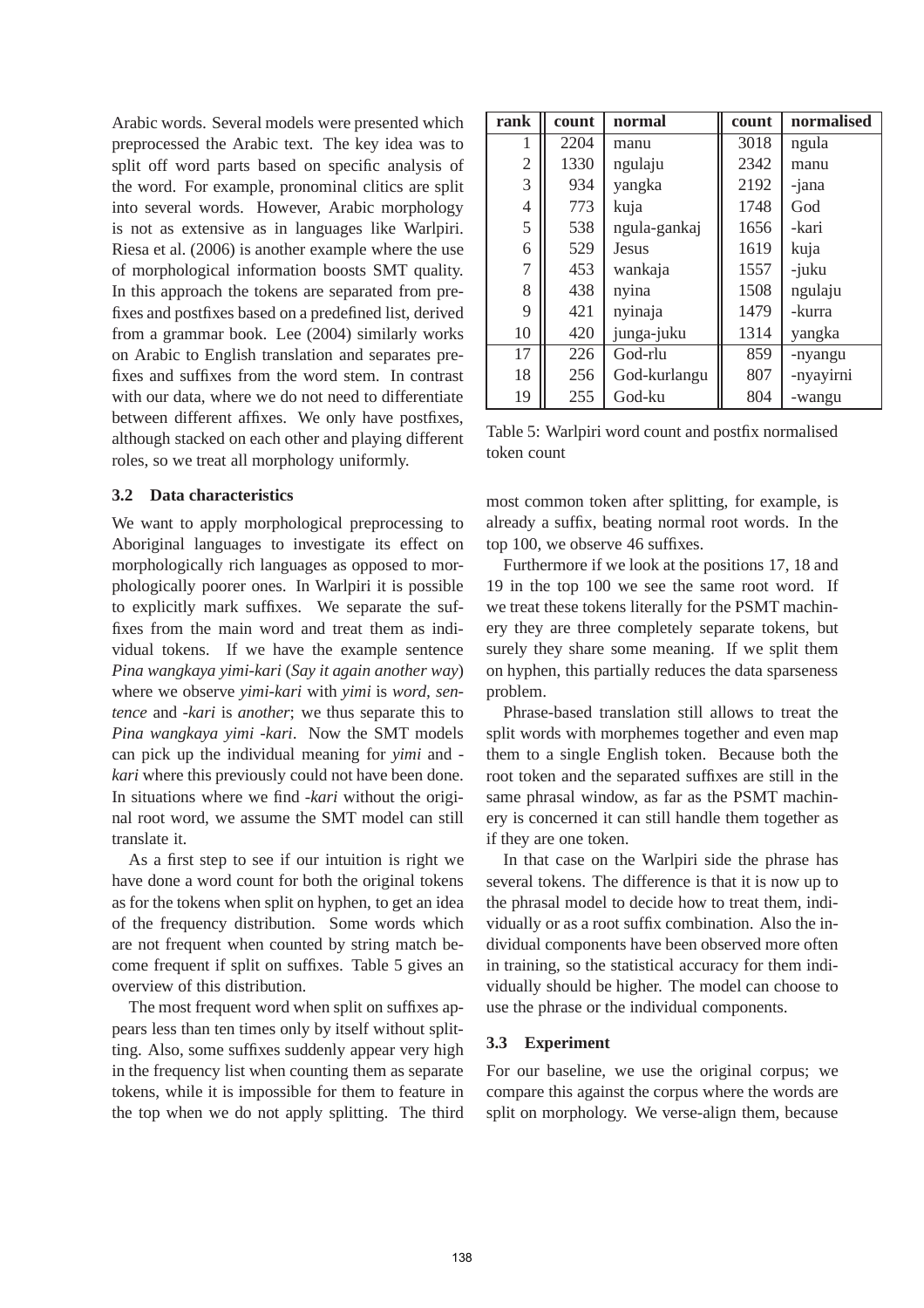Arabic words. Several models were presented which preprocessed the Arabic text. The key idea was to split off word parts based on specific analysis of the word. For example, pronominal clitics are split into several words. However, Arabic morphology is not as extensive as in languages like Warlpiri. Riesa et al. (2006) is another example where the use of morphological information boosts SMT quality. In this approach the tokens are separated from prefixes and postfixes based on a predefined list, derived from a grammar book. Lee (2004) similarly works on Arabic to English translation and separates prefixes and suffixes from the word stem. In contrast with our data, where we do not need to differentiate between different affixes. We only have postfixes, although stacked on each other and playing different roles, so we treat all morphology uniformly.

### 3.2 Data characteristics

We want to apply morphological preprocessing to Aboriginal languages to investigate its effect on morphologically rich languages as opposed to morphologically poorer ones. In Warlpiri it is possible to explicitly mark suffixes. We separate the suffixes from the main word and treat them as individual tokens. If we have the example sentence *Pina wangkaya yimi-kari* (*Say it again another way*) where we observe *yimi-kari* with *yimi* is *word, sentence* and *-kari* is *another*; we thus separate this to *Pina wangkaya yimi -kari*. Now the SMT models can pick up the individual meaning for *yimi* and *-kari* where this previously could not have been done. In situations where we find *-kari* without the original root word, we assume the SMT model can still translate it.

As a first step to see if our intuition is right we have done a word count for both the original tokens as for the tokens when split on hyphen, to get an idea of the frequency distribution. Some words which are not frequent when counted by string match become frequent if split on suffixes. Table 5 gives an overview of this distribution.

The most frequent word when split on suffixes appears less than ten times only by itself without splitting. Also, some suffixes suddenly appear very high in the frequency list when counting them as separate tokens, while it is impossible for them to feature in the top when we do not apply splitting. The third most common token after splitting, for example, is already a suffix, beating normal root words. In the top 100, we observe 46 suffixes.

| rank | count | normal | count | normalised |
|---|---|---|---|---|
| 1 | 2204 | manu | 3018 | ngula |
| 2 | 1330 | ngulaju | 2342 | manu |
| 3 | 934 | yangka | 2192 | -jana |
| 4 | 773 | kuja | 1748 | God |
| 5 | 538 | ngula-gankaj | 1656 | -kari |
| 6 | 529 | Jesus | 1619 | kuja |
| 7 | 453 | wankaja | 1557 | -juku |
| 8 | 438 | nyina | 1508 | ngulaju |
| 9 | 421 | nyinaja | 1479 | -kurra |
| 10 | 420 | junga-juku | 1314 | yangka |
| 17 | 226 | God-rlu | 859 | -nyangu |
| 18 | 256 | God-kurlangu | 807 | -nyayirni |
| 19 | 255 | God-ku | 804 | -wangu |

Table 5: Warlpiri word count and postfix normalised token count

Furthermore if we look at the positions 17, 18 and 19 in the top 100 we see the same root word. If we treat these tokens literally for the PSMT machinery they are three completely separate tokens, but surely they share some meaning. If we split them on hyphen, this partially reduces the data sparseness problem.

Phrase-based translation still allows to treat the split words with morphemes together and even map them to a single English token. Because both the root token and the separated suffixes are still in the same phrasal window, as far as the PSMT machinery is concerned it can still handle them together as if they are one token.

In that case on the Warlpiri side the phrase has several tokens. The difference is that it is now up to the phrasal model to decide how to treat them, individually or as a root suffix combination. Also the individual components have been observed more often in training, so the statistical accuracy for them individually should be higher. The model can choose to use the phrase or the individual components.

### 3.3 Experiment

For our baseline, we use the original corpus; we compare this against the corpus where the words are split on morphology. We verse-align them, because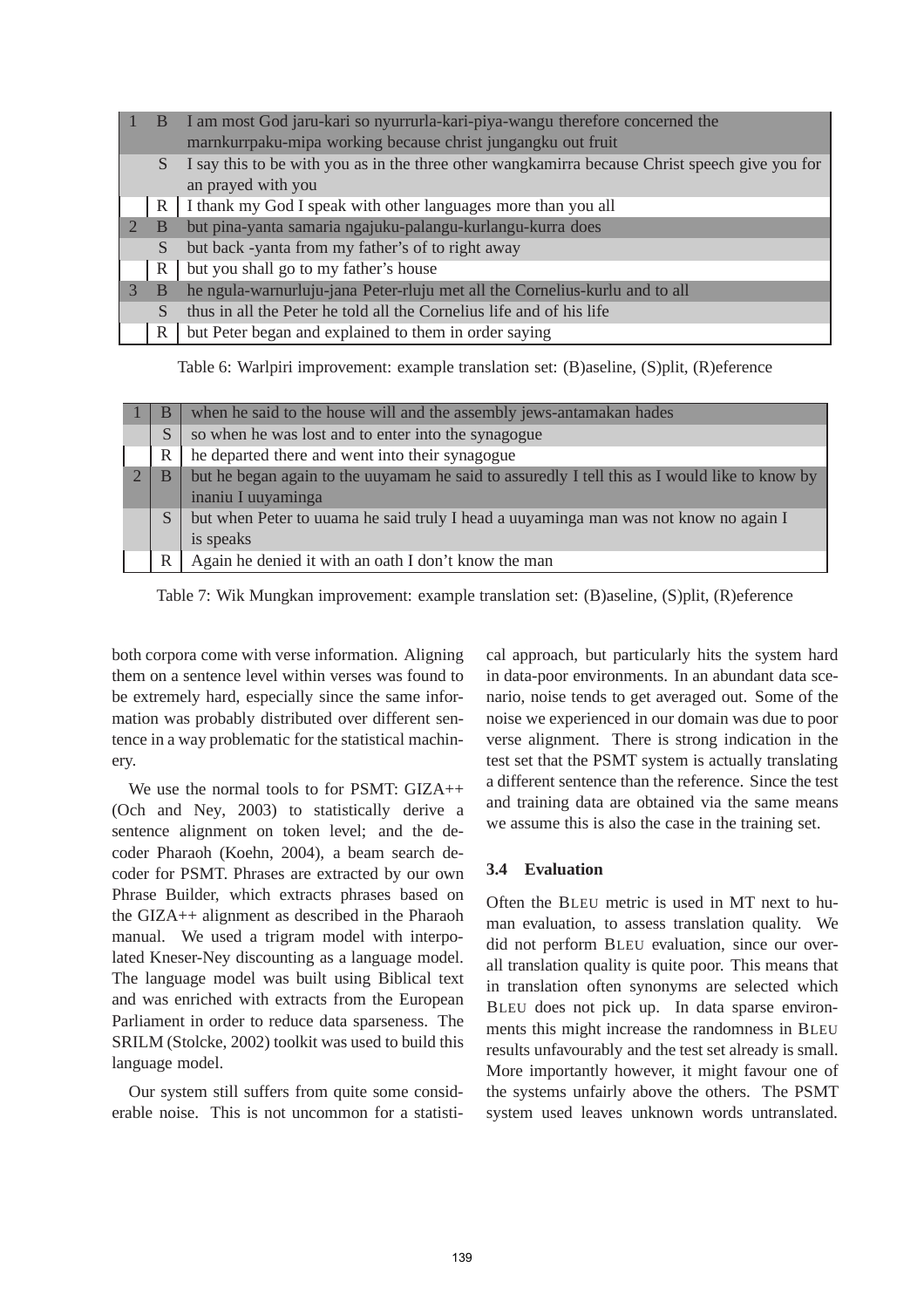| | | |
|---|---|---|
| 1 | B | I am most God jaru-kari so nyurrurla-kari-piya-wangu therefore concerned the marnkurrpaku-mipa working because christ jungangku out fruit |
| | S | I say this to be with you as in the three other wangkamirra because Christ speech give you for an prayed with you |
| | R | I thank my God I speak with other languages more than you all |
| 2 | B | but pina-yanta samaria ngajuku-palangu-kurlangu-kurra does |
| | S | but back -yanta from my father's of to right away |
| | R | but you shall go to my father's house |
| 3 | B | he ngula-warnurluju-jana Peter-rluju met all the Cornelius-kurlu and to all |
| | S | thus in all the Peter he told all the Cornelius life and of his life |
| | R | but Peter began and explained to them in order saying |

Table 6: Warlpiri improvement: example translation set: (B)aseline, (S)plit, (R)eference

| | | |
|---|---|---|
| 1 | B | when he said to the house will and the assembly jews-antamakan hades |
| | S | so when he was lost and to enter into the synagogue |
| | R | he departed there and went into their synagogue |
| 2 | B | but he began again to the uuyamam he said to assuredly I tell this as I would like to know by inaniu I uuyaminga |
| | S | but when Peter to uuama he said truly I head a uuyaminga man was not know no again I is speaks |
| | R | Again he denied it with an oath I don't know the man |

Table 7: Wik Mungkan improvement: example translation set: (B)aseline, (S)plit, (R)eference

both corpora come with verse information. Aligning them on a sentence level within verses was found to be extremely hard, especially since the same information was probably distributed over different sentence in a way problematic for the statistical machinery.

We use the normal tools to for PSMT: GIZA++ (Och and Ney, 2003) to statistically derive a sentence alignment on token level; and the decoder Pharaoh (Koehn, 2004), a beam search decoder for PSMT. Phrases are extracted by our own Phrase Builder, which extracts phrases based on the GIZA++ alignment as described in the Pharaoh manual. We used a trigram model with interpolated Kneser-Ney discounting as a language model. The language model was built using Biblical text and was enriched with extracts from the European Parliament in order to reduce data sparseness. The SRILM (Stolcke, 2002) toolkit was used to build this language model.

Our system still suffers from quite some considerable noise. This is not uncommon for a statistical approach, but particularly hits the system hard in data-poor environments. In an abundant data scenario, noise tends to get averaged out. Some of the noise we experienced in our domain was due to poor verse alignment. There is strong indication in the test set that the PSMT system is actually translating a different sentence than the reference. Since the test and training data are obtained via the same means we assume this is also the case in the training set.

### 3.4 Evaluation

Often the BLEU metric is used in MT next to human evaluation, to assess translation quality. We did not perform BLEU evaluation, since our overall translation quality is quite poor. This means that in translation often synonyms are selected which BLEU does not pick up. In data sparse environments this might increase the randomness in BLEU results unfavourably and the test set already is small. More importantly however, it might favour one of the systems unfairly above the others. The PSMT system used leaves unknown words untranslated.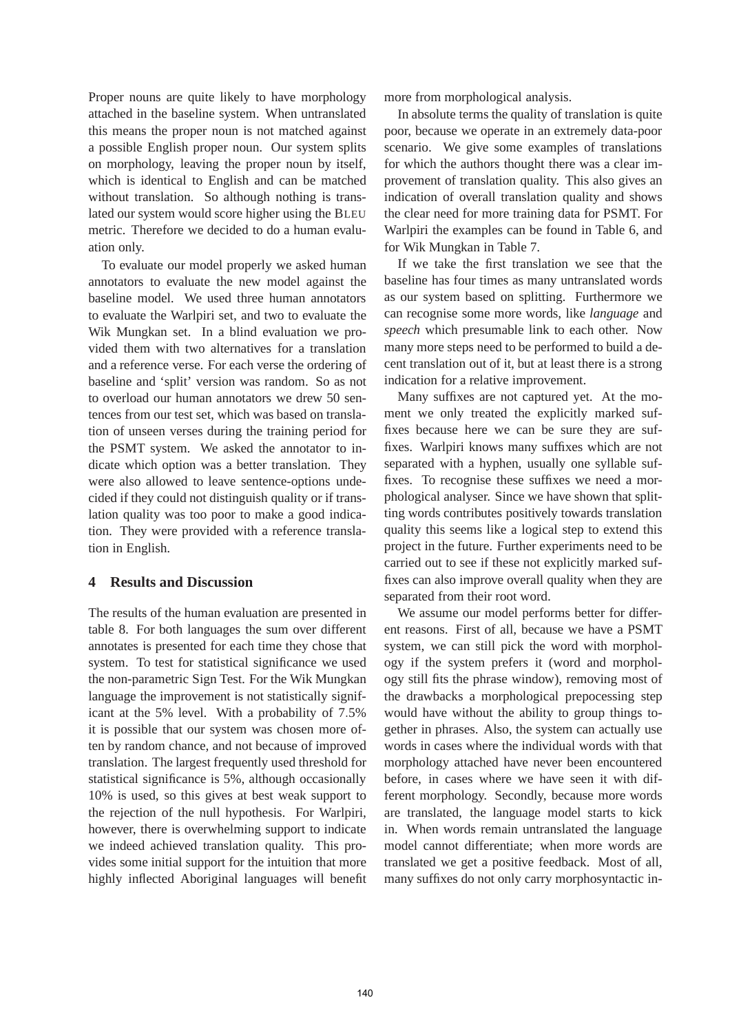Proper nouns are quite likely to have morphology attached in the baseline system. When untranslated this means the proper noun is not matched against a possible English proper noun. Our system splits on morphology, leaving the proper noun by itself, which is identical to English and can be matched without translation. So although nothing is translated our system would score higher using the BLEU metric. Therefore we decided to do a human evaluation only.

To evaluate our model properly we asked human annotators to evaluate the new model against the baseline model. We used three human annotators to evaluate the Warlpiri set, and two to evaluate the Wik Mungkan set. In a blind evaluation we provided them with two alternatives for a translation and a reference verse. For each verse the ordering of baseline and 'split' version was random. So as not to overload our human annotators we drew 50 sentences from our test set, which was based on translation of unseen verses during the training period for the PSMT system. We asked the annotator to indicate which option was a better translation. They were also allowed to leave sentence-options undecided if they could not distinguish quality or if translation quality was too poor to make a good indication. They were provided with a reference translation in English.

## 4 Results and Discussion

The results of the human evaluation are presented in table 8. For both languages the sum over different annotates is presented for each time they chose that system. To test for statistical significance we used the non-parametric Sign Test. For the Wik Mungkan language the improvement is not statistically significant at the 5% level. With a probability of 7.5% it is possible that our system was chosen more often by random chance, and not because of improved translation. The largest frequently used threshold for statistical significance is 5%, although occasionally 10% is used, so this gives at best weak support to the rejection of the null hypothesis. For Warlpiri, however, there is overwhelming support to indicate we indeed achieved translation quality. This provides some initial support for the intuition that more highly inflected Aboriginal languages will benefit more from morphological analysis.

In absolute terms the quality of translation is quite poor, because we operate in an extremely data-poor scenario. We give some examples of translations for which the authors thought there was a clear improvement of translation quality. This also gives an indication of overall translation quality and shows the clear need for more training data for PSMT. For Warlpiri the examples can be found in Table 6, and for Wik Mungkan in Table 7.

If we take the first translation we see that the baseline has four times as many untranslated words as our system based on splitting. Furthermore we can recognise some more words, like *language* and *speech* which presumable link to each other. Now many more steps need to be performed to build a decent translation out of it, but at least there is a strong indication for a relative improvement.

Many suffixes are not captured yet. At the moment we only treated the explicitly marked suffixes because here we can be sure they are suffixes. Warlpiri knows many suffixes which are not separated with a hyphen, usually one syllable suffixes. To recognise these suffixes we need a morphological analyser. Since we have shown that splitting words contributes positively towards translation quality this seems like a logical step to extend this project in the future. Further experiments need to be carried out to see if these not explicitly marked suffixes can also improve overall quality when they are separated from their root word.

We assume our model performs better for different reasons. First of all, because we have a PSMT system, we can still pick the word with morphology if the system prefers it (word and morphology still fits the phrase window), removing most of the drawbacks a morphological prepocessing step would have without the ability to group things together in phrases. Also, the system can actually use words in cases where the individual words with that morphology attached have never been encountered before, in cases where we have seen it with different morphology. Secondly, because more words are translated, the language model starts to kick in. When words remain untranslated the language model cannot differentiate; when more words are translated we get a positive feedback. Most of all, many suffixes do not only carry morphosyntactic in-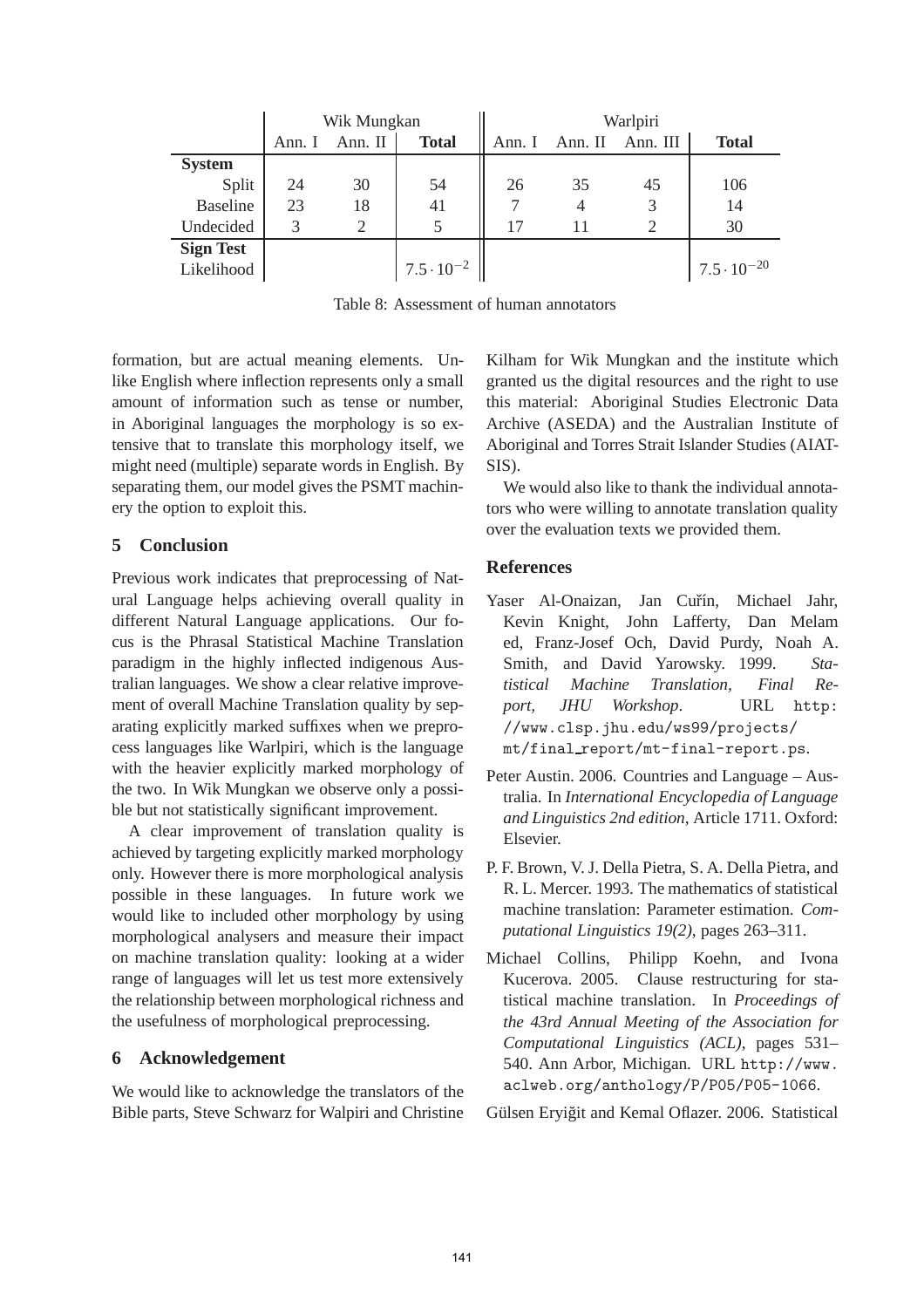| | Wik Mungkan | | | Warlpiri | | | |
|---|---|---|---|---|---|---|---|
| | Ann. I | Ann. II | **Total** | Ann. I | Ann. II | Ann. III | **Total** |
| **System** | | | | | | | |
| Split | 24 | 30 | 54 | 26 | 35 | 45 | 106 |
| Baseline | 23 | 18 | 41 | 7 | 4 | 3 | 14 |
| Undecided | 3 | 2 | 5 | 17 | 11 | 2 | 30 |
| **Sign Test** | | | | | | | |
| Likelihood | | | $7.5 \cdot 10^{-2}$ | | | | $7.5 \cdot 10^{-20}$ |

Table 8: Assessment of human annotators

formation, but are actual meaning elements. Unlike English where inflection represents only a small amount of information such as tense or number, in Aboriginal languages the morphology is so extensive that to translate this morphology itself, we might need (multiple) separate words in English. By separating them, our model gives the PSMT machinery the option to exploit this.

## 5 Conclusion

Previous work indicates that preprocessing of Natural Language helps achieving overall quality in different Natural Language applications. Our focus is the Phrasal Statistical Machine Translation paradigm in the highly inflected indigenous Australian languages. We show a clear relative improvement of overall Machine Translation quality by separating explicitly marked suffixes when we preprocess languages like Warlpiri, which is the language with the heavier explicitly marked morphology of the two. In Wik Mungkan we observe only a possible but not statistically significant improvement.

A clear improvement of translation quality is achieved by targeting explicitly marked morphology only. However there is more morphological analysis possible in these languages. In future work we would like to included other morphology by using morphological analysers and measure their impact on machine translation quality: looking at a wider range of languages will let us test more extensively the relationship between morphological richness and the usefulness of morphological preprocessing.

## 6 Acknowledgement

We would like to acknowledge the translators of the Bible parts, Steve Schwarz for Walpiri and Christine Kilham for Wik Mungkan and the institute which granted us the digital resources and the right to use this material: Aboriginal Studies Electronic Data Archive (ASEDA) and the Australian Institute of Aboriginal and Torres Strait Islander Studies (AIATSIS).

We would also like to thank the individual annotators who were willing to annotate translation quality over the evaluation texts we provided them.

## References

Yaser Al-Onaizan, Jan Cuřín, Michael Jahr, Kevin Knight, John Lafferty, Dan Melamed, Franz-Josef Och, David Purdy, Noah A. Smith, and David Yarowsky. 1999. *Statistical Machine Translation, Final Report, JHU Workshop*. URL http://www.clsp.jhu.edu/ws99/projects/mt/final_report/mt-final-report.ps.

Peter Austin. 2006. Countries and Language – Australia. In *International Encyclopedia of Language and Linguistics 2nd edition*, Article 1711. Oxford: Elsevier.

P. F. Brown, V. J. Della Pietra, S. A. Della Pietra, and R. L. Mercer. 1993. The mathematics of statistical machine translation: Parameter estimation. *Computational Linguistics 19(2)*, pages 263–311.

Michael Collins, Philipp Koehn, and Ivona Kucerova. 2005. Clause restructuring for statistical machine translation. In *Proceedings of the 43rd Annual Meeting of the Association for Computational Linguistics (ACL)*, pages 531–540. Ann Arbor, Michigan. URL http://www.aclweb.org/anthology/P/P05/P05-1066.

Gülsen Eryiğit and Kemal Oflazer. 2006. Statistical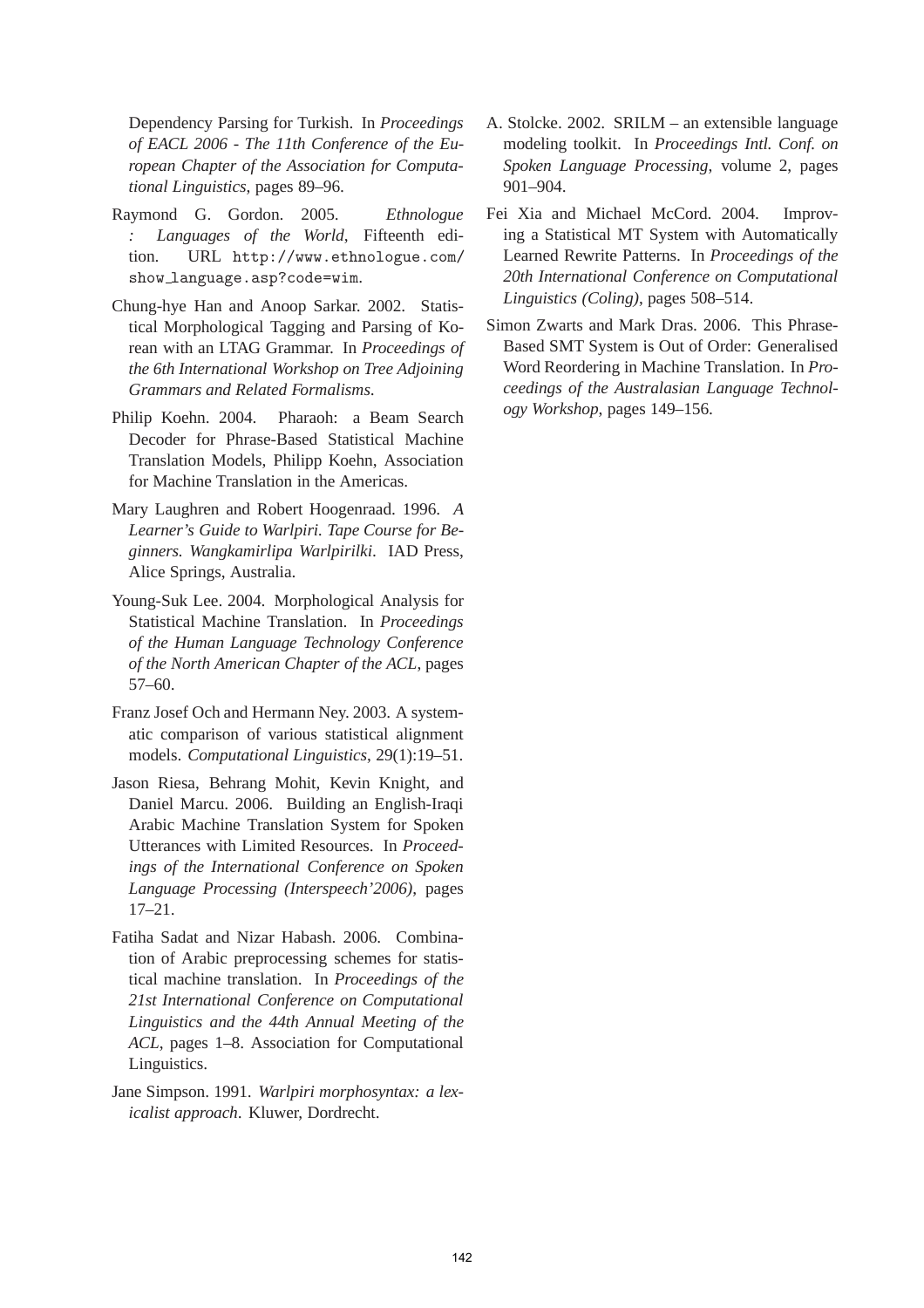Dependency Parsing for Turkish. In *Proceedings of EACL 2006 - The 11th Conference of the European Chapter of the Association for Computational Linguistics*, pages 89–96.

Raymond G. Gordon. 2005. *Ethnologue : Languages of the World*, Fifteenth edition. URL http://www.ethnologue.com/show_language.asp?code=wim.

Chung-hye Han and Anoop Sarkar. 2002. Statistical Morphological Tagging and Parsing of Korean with an LTAG Grammar. In *Proceedings of the 6th International Workshop on Tree Adjoining Grammars and Related Formalisms*.

Philip Koehn. 2004. Pharaoh: a Beam Search Decoder for Phrase-Based Statistical Machine Translation Models, Philipp Koehn, Association for Machine Translation in the Americas.

Mary Laughren and Robert Hoogenraad. 1996. *A Learner's Guide to Warlpiri. Tape Course for Beginners. Wangkamirlipa Warlpirilki*. IAD Press, Alice Springs, Australia.

Young-Suk Lee. 2004. Morphological Analysis for Statistical Machine Translation. In *Proceedings of the Human Language Technology Conference of the North American Chapter of the ACL*, pages 57–60.

Franz Josef Och and Hermann Ney. 2003. A systematic comparison of various statistical alignment models. *Computational Linguistics*, 29(1):19–51.

Jason Riesa, Behrang Mohit, Kevin Knight, and Daniel Marcu. 2006. Building an English-Iraqi Arabic Machine Translation System for Spoken Utterances with Limited Resources. In *Proceedings of the International Conference on Spoken Language Processing (Interspeech'2006)*, pages 17–21.

Fatiha Sadat and Nizar Habash. 2006. Combination of Arabic preprocessing schemes for statistical machine translation. In *Proceedings of the 21st International Conference on Computational Linguistics and the 44th Annual Meeting of the ACL*, pages 1–8. Association for Computational Linguistics.

Jane Simpson. 1991. *Warlpiri morphosyntax: a lexicalist approach*. Kluwer, Dordrecht.

A. Stolcke. 2002. SRILM – an extensible language modeling toolkit. In *Proceedings Intl. Conf. on Spoken Language Processing*, volume 2, pages 901–904.

Fei Xia and Michael McCord. 2004. Improving a Statistical MT System with Automatically Learned Rewrite Patterns. In *Proceedings of the 20th International Conference on Computational Linguistics (Coling)*, pages 508–514.

Simon Zwarts and Mark Dras. 2006. This Phrase-Based SMT System is Out of Order: Generalised Word Reordering in Machine Translation. In *Proceedings of the Australasian Language Technology Workshop*, pages 149–156.